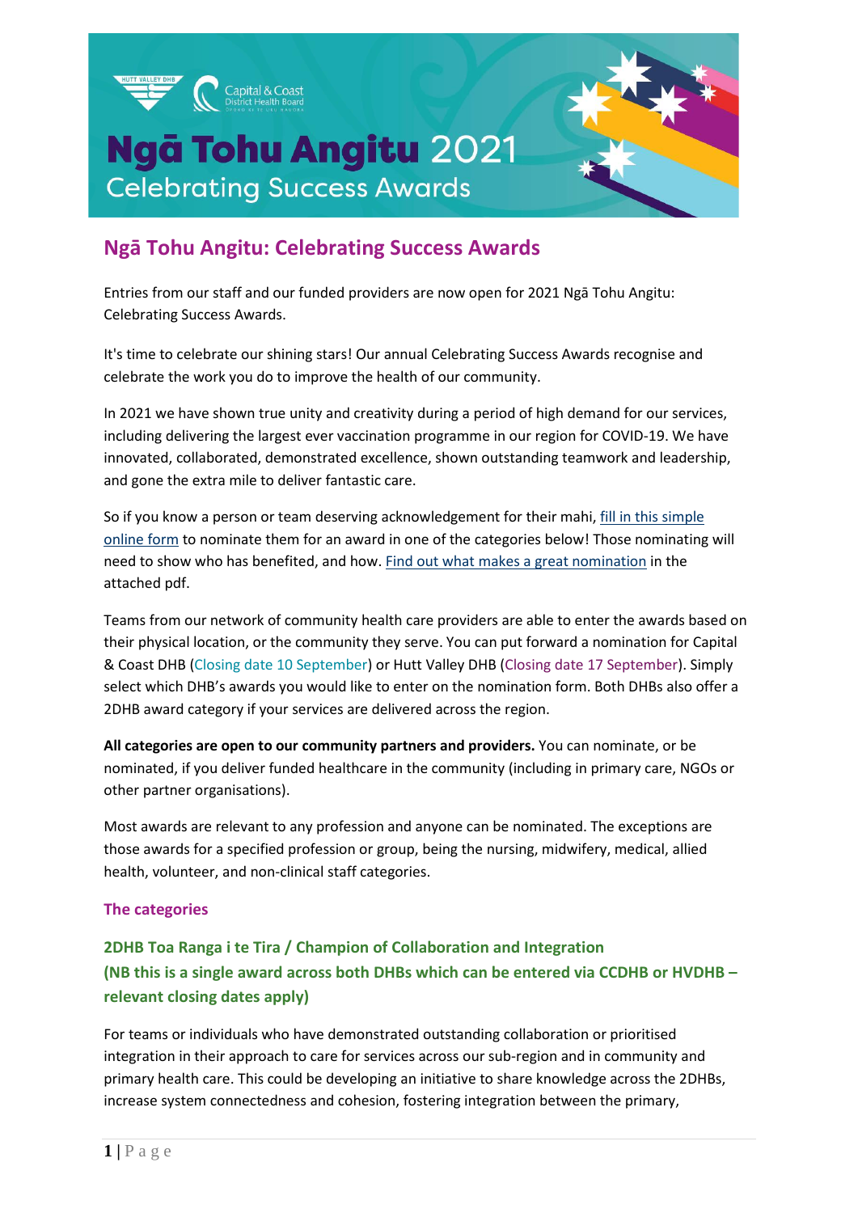# Ngā Tohu Angitu 2021
Celebrating Success Awards

## Ngā Tohu Angitu: Celebrating Success Awards

Entries from our staff and our funded providers are now open for 2021 Ngā Tohu Angitu: Celebrating Success Awards.

It's time to celebrate our shining stars! Our annual Celebrating Success Awards recognise and celebrate the work you do to improve the health of our community.

In 2021 we have shown true unity and creativity during a period of high demand for our services, including delivering the largest ever vaccination programme in our region for COVID-19. We have innovated, collaborated, demonstrated excellence, shown outstanding teamwork and leadership, and gone the extra mile to deliver fantastic care.

So if you know a person or team deserving acknowledgement for their mahi, fill in this simple online form to nominate them for an award in one of the categories below! Those nominating will need to show who has benefited, and how. Find out what makes a great nomination in the attached pdf.

Teams from our network of community health care providers are able to enter the awards based on their physical location, or the community they serve. You can put forward a nomination for Capital & Coast DHB (Closing date 10 September) or Hutt Valley DHB (Closing date 17 September). Simply select which DHB's awards you would like to enter on the nomination form. Both DHBs also offer a 2DHB award category if your services are delivered across the region.

**All categories are open to our community partners and providers.** You can nominate, or be nominated, if you deliver funded healthcare in the community (including in primary care, NGOs or other partner organisations).

Most awards are relevant to any profession and anyone can be nominated. The exceptions are those awards for a specified profession or group, being the nursing, midwifery, medical, allied health, volunteer, and non-clinical staff categories.

### The categories

#### 2DHB Toa Ranga i te Tira / Champion of Collaboration and Integration (NB this is a single award across both DHBs which can be entered via CCDHB or HVDHB – relevant closing dates apply)

For teams or individuals who have demonstrated outstanding collaboration or prioritised integration in their approach to care for services across our sub-region and in community and primary health care. This could be developing an initiative to share knowledge across the 2DHBs, increase system connectedness and cohesion, fostering integration between the primary,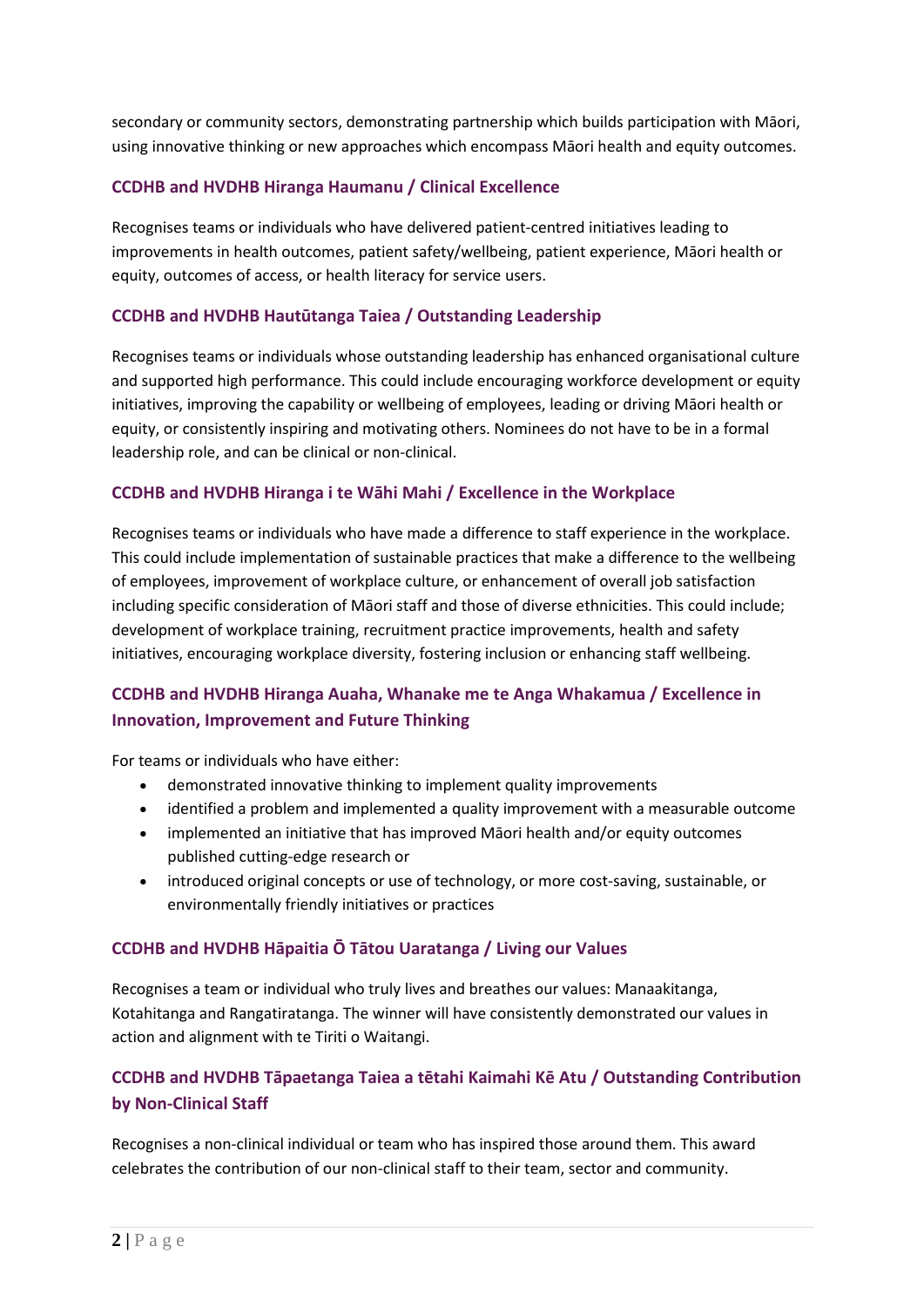secondary or community sectors, demonstrating partnership which builds participation with Māori, using innovative thinking or new approaches which encompass Māori health and equity outcomes.

### CCDHB and HVDHB Hiranga Haumanu / Clinical Excellence

Recognises teams or individuals who have delivered patient-centred initiatives leading to improvements in health outcomes, patient safety/wellbeing, patient experience, Māori health or equity, outcomes of access, or health literacy for service users.

### CCDHB and HVDHB Hautūtanga Taiea / Outstanding Leadership

Recognises teams or individuals whose outstanding leadership has enhanced organisational culture and supported high performance. This could include encouraging workforce development or equity initiatives, improving the capability or wellbeing of employees, leading or driving Māori health or equity, or consistently inspiring and motivating others. Nominees do not have to be in a formal leadership role, and can be clinical or non-clinical.

### CCDHB and HVDHB Hiranga i te Wāhi Mahi / Excellence in the Workplace

Recognises teams or individuals who have made a difference to staff experience in the workplace. This could include implementation of sustainable practices that make a difference to the wellbeing of employees, improvement of workplace culture, or enhancement of overall job satisfaction including specific consideration of Māori staff and those of diverse ethnicities. This could include; development of workplace training, recruitment practice improvements, health and safety initiatives, encouraging workplace diversity, fostering inclusion or enhancing staff wellbeing.

### CCDHB and HVDHB Hiranga Auaha, Whanake me te Anga Whakamua / Excellence in Innovation, Improvement and Future Thinking

For teams or individuals who have either:

- demonstrated innovative thinking to implement quality improvements
- identified a problem and implemented a quality improvement with a measurable outcome
- implemented an initiative that has improved Māori health and/or equity outcomes published cutting-edge research or
- introduced original concepts or use of technology, or more cost-saving, sustainable, or environmentally friendly initiatives or practices

### CCDHB and HVDHB Hāpaitia Ō Tātou Uaratanga / Living our Values

Recognises a team or individual who truly lives and breathes our values: Manaakitanga, Kotahitanga and Rangatiratanga. The winner will have consistently demonstrated our values in action and alignment with te Tiriti o Waitangi.

### CCDHB and HVDHB Tāpaetanga Taiea a tētahi Kaimahi Kē Atu / Outstanding Contribution by Non-Clinical Staff

Recognises a non-clinical individual or team who has inspired those around them. This award celebrates the contribution of our non-clinical staff to their team, sector and community.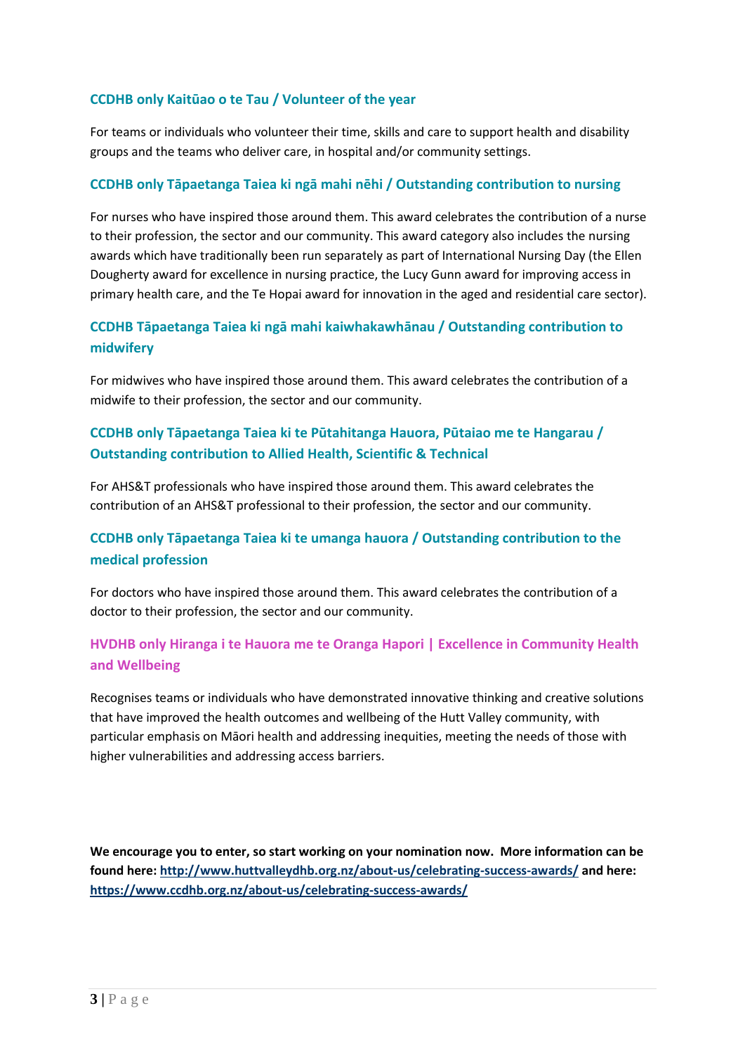### CCDHB only Kaitūao o te Tau / Volunteer of the year

For teams or individuals who volunteer their time, skills and care to support health and disability groups and the teams who deliver care, in hospital and/or community settings.

### CCDHB only Tāpaetanga Taiea ki ngā mahi nēhi / Outstanding contribution to nursing

For nurses who have inspired those around them. This award celebrates the contribution of a nurse to their profession, the sector and our community. This award category also includes the nursing awards which have traditionally been run separately as part of International Nursing Day (the Ellen Dougherty award for excellence in nursing practice, the Lucy Gunn award for improving access in primary health care, and the Te Hopai award for innovation in the aged and residential care sector).

### CCDHB Tāpaetanga Taiea ki ngā mahi kaiwhakawhānau / Outstanding contribution to midwifery

For midwives who have inspired those around them. This award celebrates the contribution of a midwife to their profession, the sector and our community.

### CCDHB only Tāpaetanga Taiea ki te Pūtahitanga Hauora, Pūtaiao me te Hangarau / Outstanding contribution to Allied Health, Scientific & Technical

For AHS&T professionals who have inspired those around them. This award celebrates the contribution of an AHS&T professional to their profession, the sector and our community.

### CCDHB only Tāpaetanga Taiea ki te umanga hauora / Outstanding contribution to the medical profession

For doctors who have inspired those around them. This award celebrates the contribution of a doctor to their profession, the sector and our community.

### HVDHB only Hiranga i te Hauora me te Oranga Hapori | Excellence in Community Health and Wellbeing

Recognises teams or individuals who have demonstrated innovative thinking and creative solutions that have improved the health outcomes and wellbeing of the Hutt Valley community, with particular emphasis on Māori health and addressing inequities, meeting the needs of those with higher vulnerabilities and addressing access barriers.

**We encourage you to enter, so start working on your nomination now. More information can be found here: [http://www.huttvalleydhb.org.nz/about-us/celebrating-success-awards/](http://www.huttvalleydhb.org.nz/about-us/celebrating-success-awards/) and here: [https://www.ccdhb.org.nz/about-us/celebrating-success-awards/](https://www.ccdhb.org.nz/about-us/celebrating-success-awards/)**